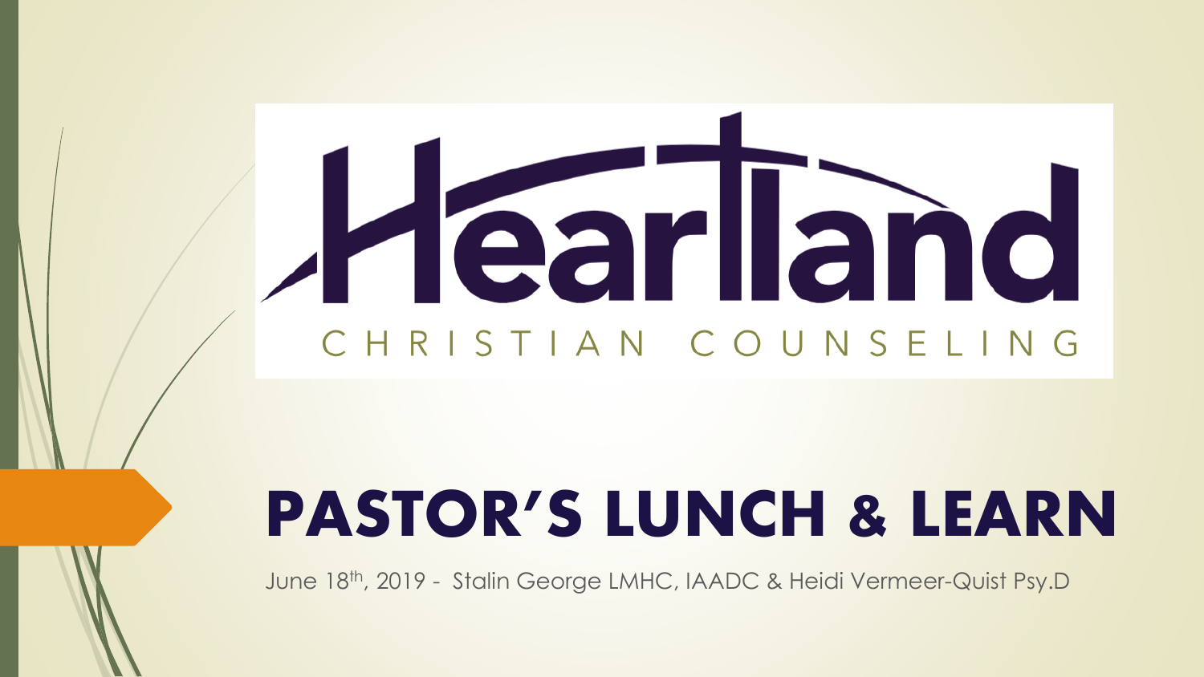# Heartland

CHRISTIAN COUNSELING

# PASTOR'S LUNCH & LEARN

June 18th, 2019 - Stalin George LMHC, IAADC & Heidi Vermeer-Quist Psy.D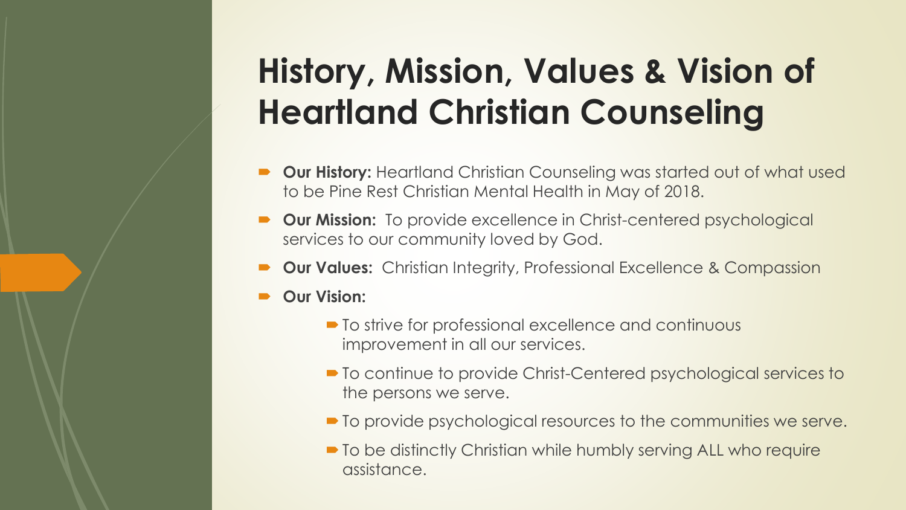# History, Mission, Values & Vision of Heartland Christian Counseling

- **Our History:** Heartland Christian Counseling was started out of what used to be Pine Rest Christian Mental Health in May of 2018.
- **Our Mission:** To provide excellence in Christ-centered psychological services to our community loved by God.
- **Our Values:** Christian Integrity, Professional Excellence & Compassion
- **Our Vision:**
  - To strive for professional excellence and continuous improvement in all our services.
  - To continue to provide Christ-Centered psychological services to the persons we serve.
  - To provide psychological resources to the communities we serve.
  - To be distinctly Christian while humbly serving ALL who require assistance.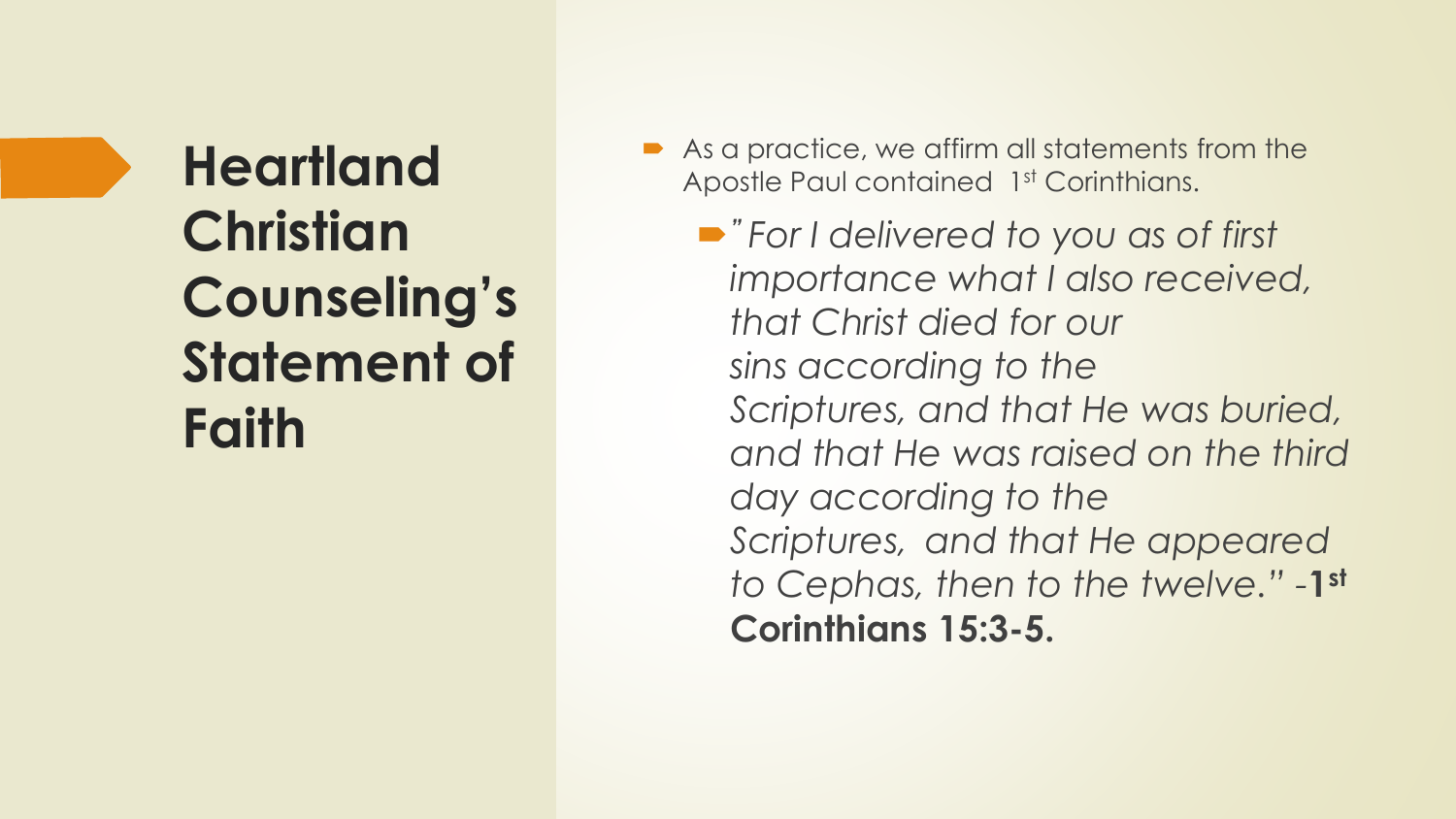# Heartland Christian Counseling's Statement of Faith

- As a practice, we affirm all statements from the Apostle Paul contained 1st Corinthians.
  - *"For I delivered to you as of first importance what I also received, that Christ died for our sins according to the Scriptures, and that He was buried, and that He was raised on the third day according to the Scriptures, and that He appeared to Cephas, then to the twelve."* -**1st Corinthians 15:3-5.**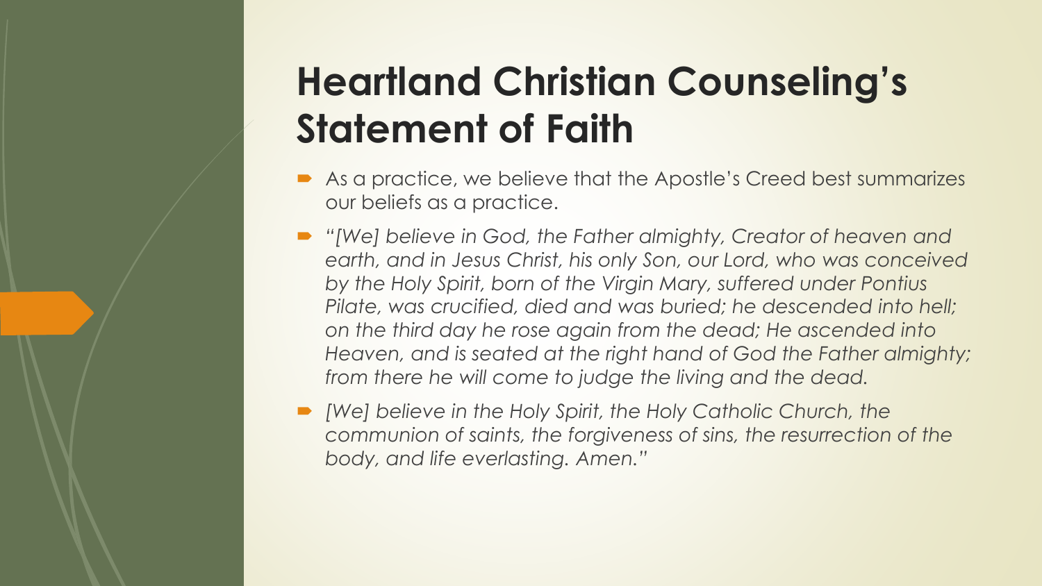# Heartland Christian Counseling's Statement of Faith

- As a practice, we believe that the Apostle's Creed best summarizes our beliefs as a practice.
- *"[We] believe in God, the Father almighty, Creator of heaven and earth, and in Jesus Christ, his only Son, our Lord, who was conceived by the Holy Spirit, born of the Virgin Mary, suffered under Pontius Pilate, was crucified, died and was buried; he descended into hell; on the third day he rose again from the dead; He ascended into Heaven, and is seated at the right hand of God the Father almighty; from there he will come to judge the living and the dead.*
- *[We] believe in the Holy Spirit, the Holy Catholic Church, the communion of saints, the forgiveness of sins, the resurrection of the body, and life everlasting. Amen."*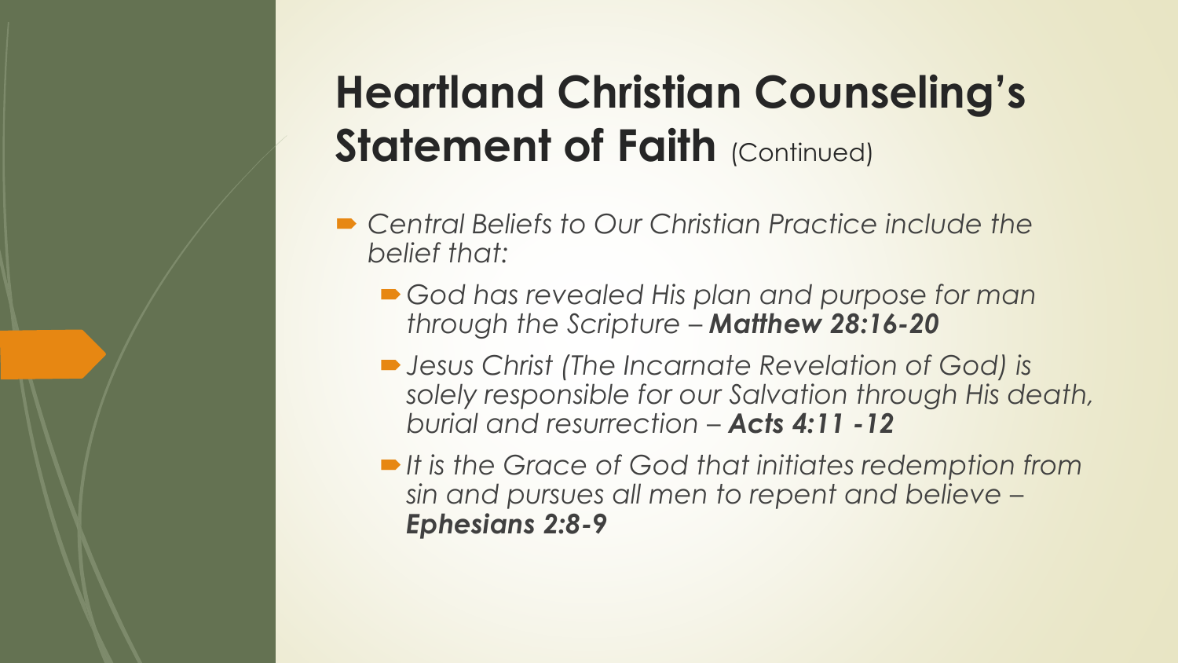# Heartland Christian Counseling's Statement of Faith (Continued)

- *Central Beliefs to Our Christian Practice include the belief that:*
  - *God has revealed His plan and purpose for man through the Scripture – **Matthew 28:16-20***
  - *Jesus Christ (The Incarnate Revelation of God) is solely responsible for our Salvation through His death, burial and resurrection – **Acts 4:11 -12***
  - *It is the Grace of God that initiates redemption from sin and pursues all men to repent and believe – **Ephesians 2:8-9***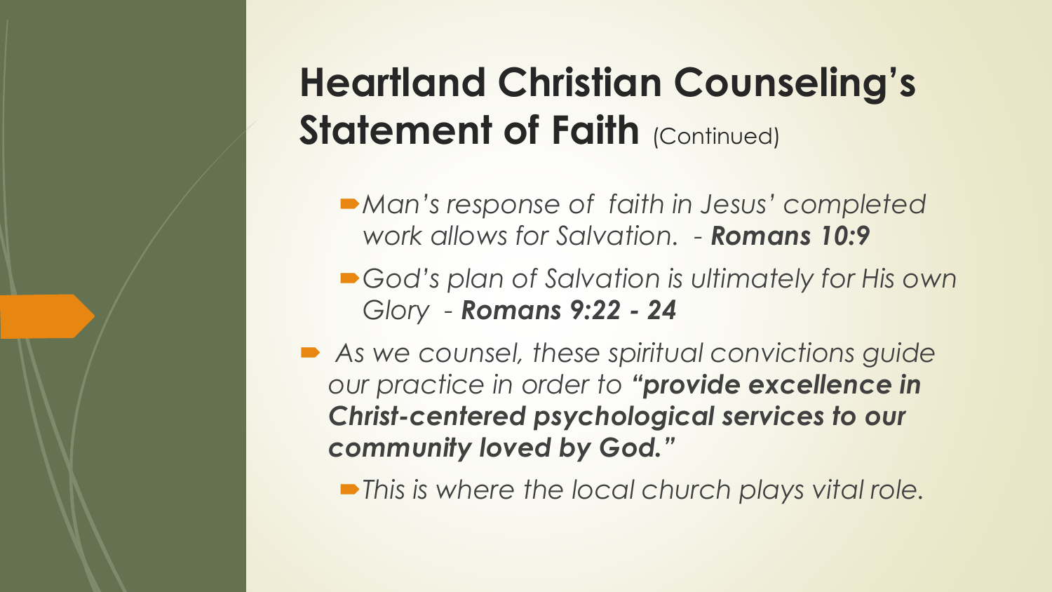# Heartland Christian Counseling's Statement of Faith (Continued)

- *Man's response of faith in Jesus' completed work allows for Salvation. -* ***Romans 10:9***
- *God's plan of Salvation is ultimately for His own Glory -* ***Romans 9:22 - 24***

- *As we counsel, these spiritual convictions guide our practice in order to* ***"provide excellence in Christ-centered psychological services to our community loved by God."***
  - *This is where the local church plays vital role.*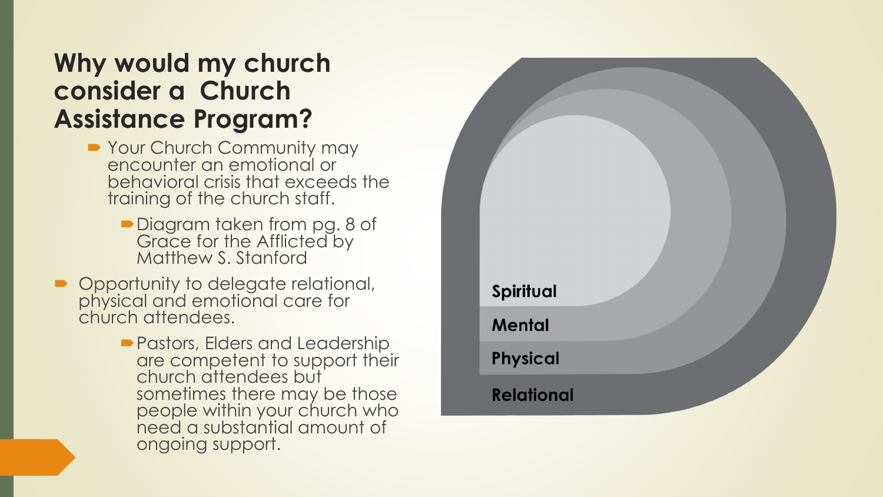## Why would my church consider a Church Assistance Program?

- Your Church Community may encounter an emotional or behavioral crisis that exceeds the training of the church staff.
  - Diagram taken from pg. 8 of Grace for the Afflicted by Matthew S. Stanford
- Opportunity to delegate relational, physical and emotional care for church attendees.
  - Pastors, Elders and Leadership are competent to support their church attendees but sometimes there may be those people within your church who need a substantial amount of ongoing support.

**Spiritual**

**Mental**

**Physical**

**Relational**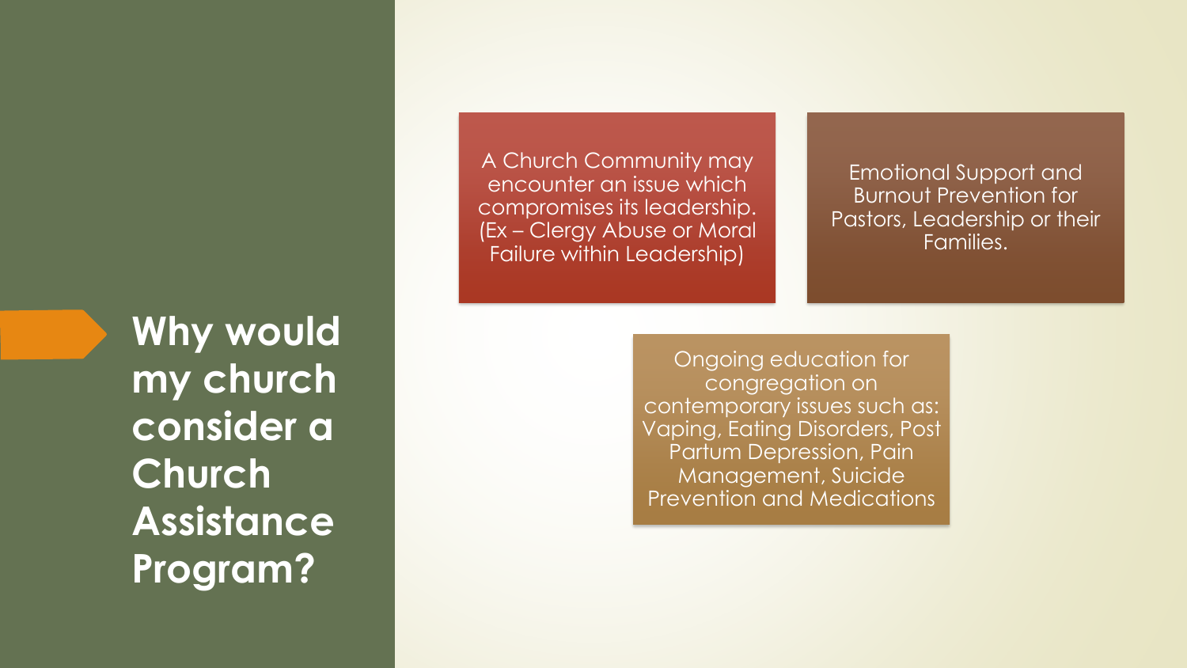# Why would my church consider a Church Assistance Program?

- A Church Community may encounter an issue which compromises its leadership. (Ex – Clergy Abuse or Moral Failure within Leadership)
- Emotional Support and Burnout Prevention for Pastors, Leadership or their Families.
- Ongoing education for congregation on contemporary issues such as: Vaping, Eating Disorders, Post Partum Depression, Pain Management, Suicide Prevention and Medications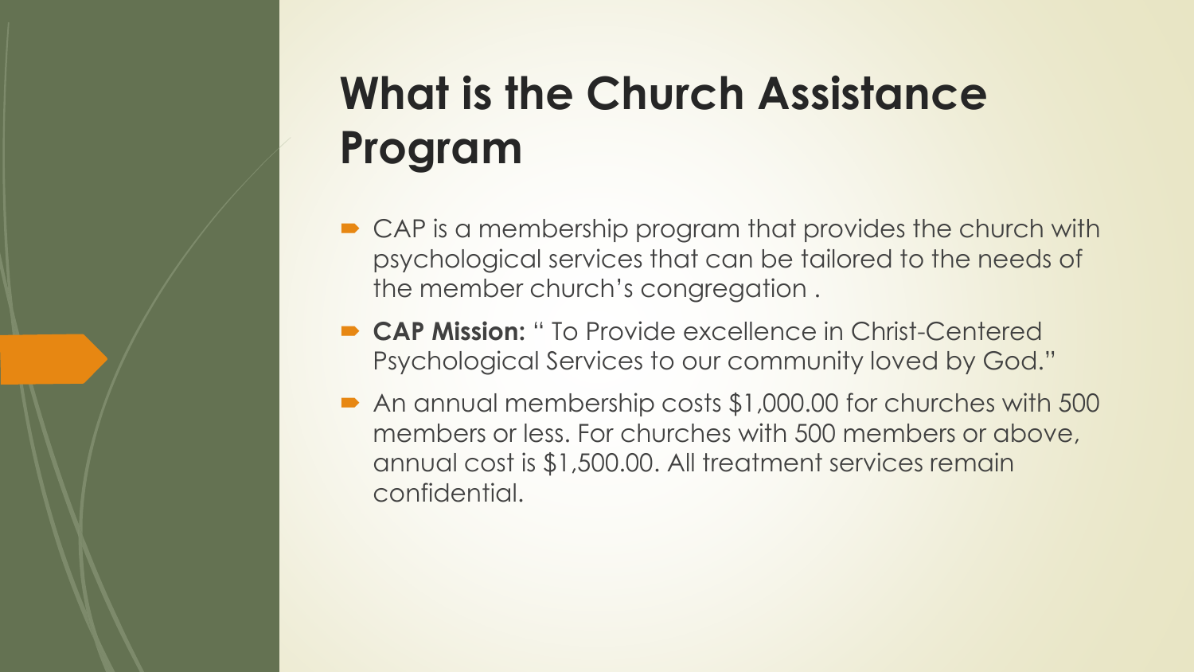# What is the Church Assistance Program

- CAP is a membership program that provides the church with psychological services that can be tailored to the needs of the member church's congregation .
- **CAP Mission:** " To Provide excellence in Christ-Centered Psychological Services to our community loved by God."
- An annual membership costs $1,000.00 for churches with 500 members or less. For churches with 500 members or above, annual cost is $1,500.00. All treatment services remain confidential.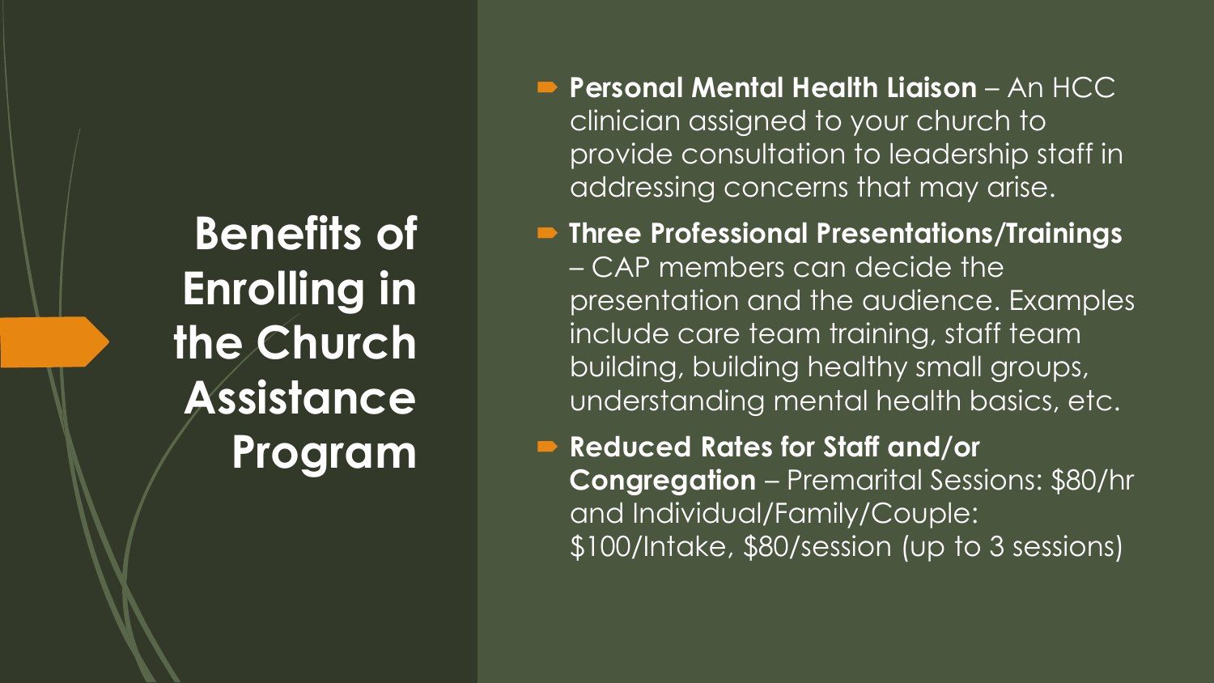# Benefits of Enrolling in the Church Assistance Program

- **Personal Mental Health Liaison** – An HCC clinician assigned to your church to provide consultation to leadership staff in addressing concerns that may arise.
- **Three Professional Presentations/Trainings** – CAP members can decide the presentation and the audience. Examples include care team training, staff team building, building healthy small groups, understanding mental health basics, etc.
- **Reduced Rates for Staff and/or Congregation** – Premarital Sessions: $80/hr and Individual/Family/Couple: $100/Intake, $80/session (up to 3 sessions)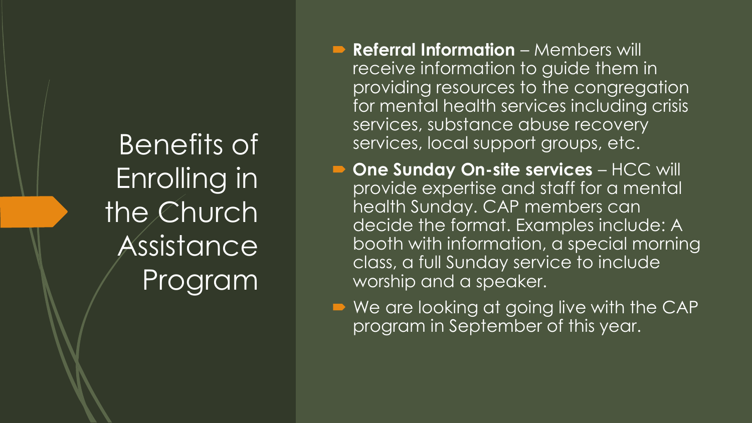# Benefits of Enrolling in the Church Assistance Program

- **Referral Information** – Members will receive information to guide them in providing resources to the congregation for mental health services including crisis services, substance abuse recovery services, local support groups, etc.
- **One Sunday On-site services** – HCC will provide expertise and staff for a mental health Sunday. CAP members can decide the format. Examples include: A booth with information, a special morning class, a full Sunday service to include worship and a speaker.
- We are looking at going live with the CAP program in September of this year.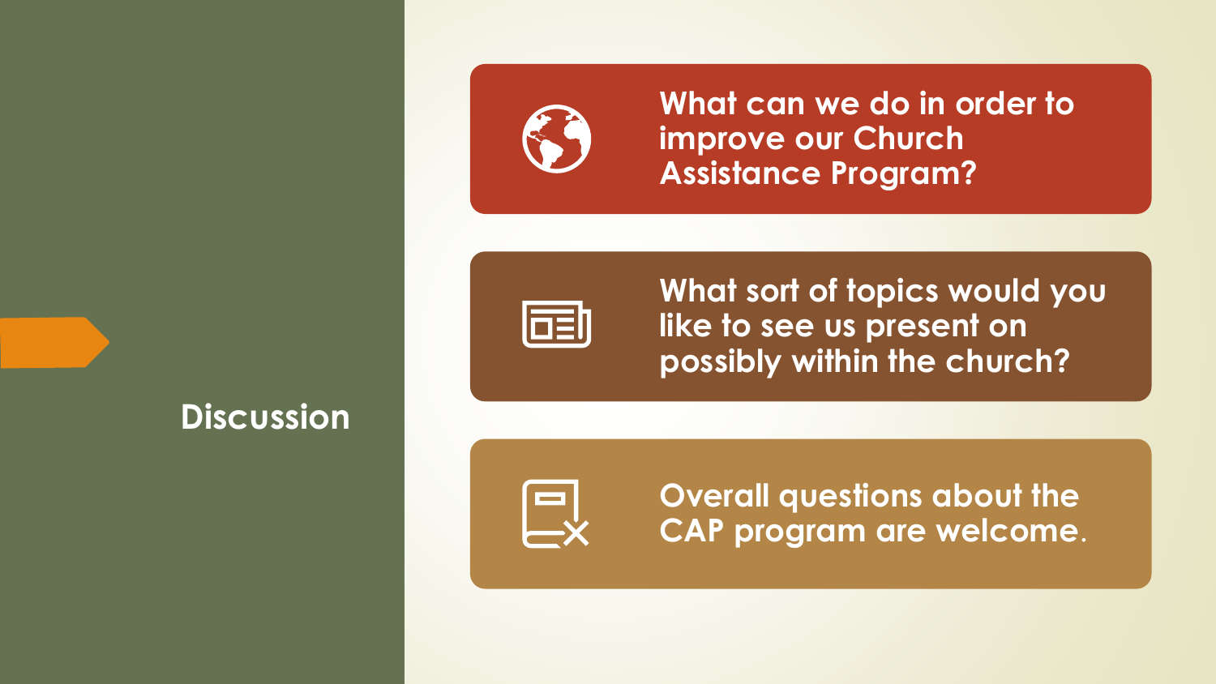# Discussion

- What can we do in order to improve our Church Assistance Program?
- What sort of topics would you like to see us present on possibly within the church?
- Overall questions about the CAP program are welcome.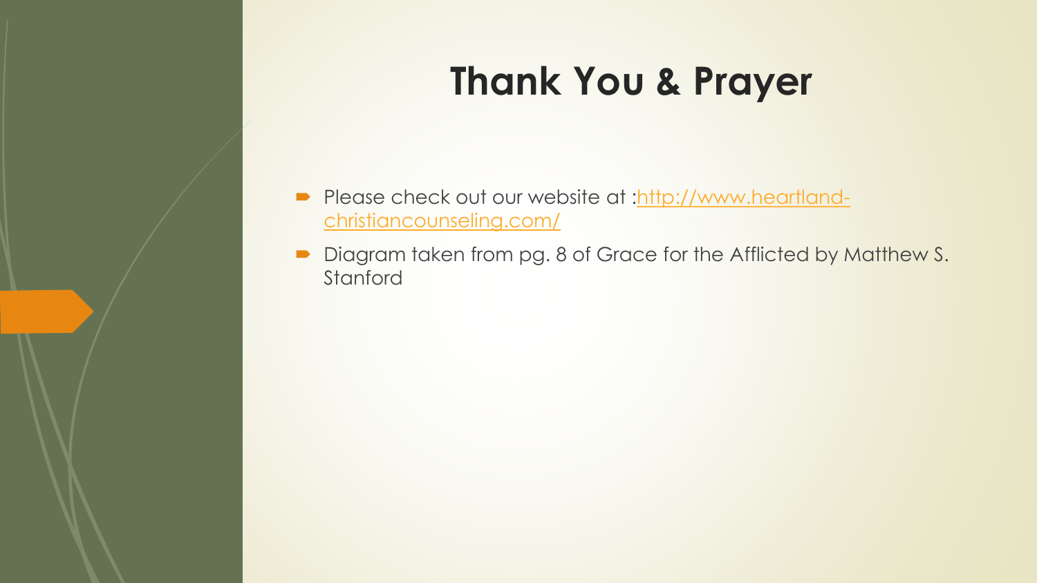# Thank You & Prayer

- Please check out our website at :http://www.heartland-christiancounseling.com/
- Diagram taken from pg. 8 of Grace for the Afflicted by Matthew S. Stanford